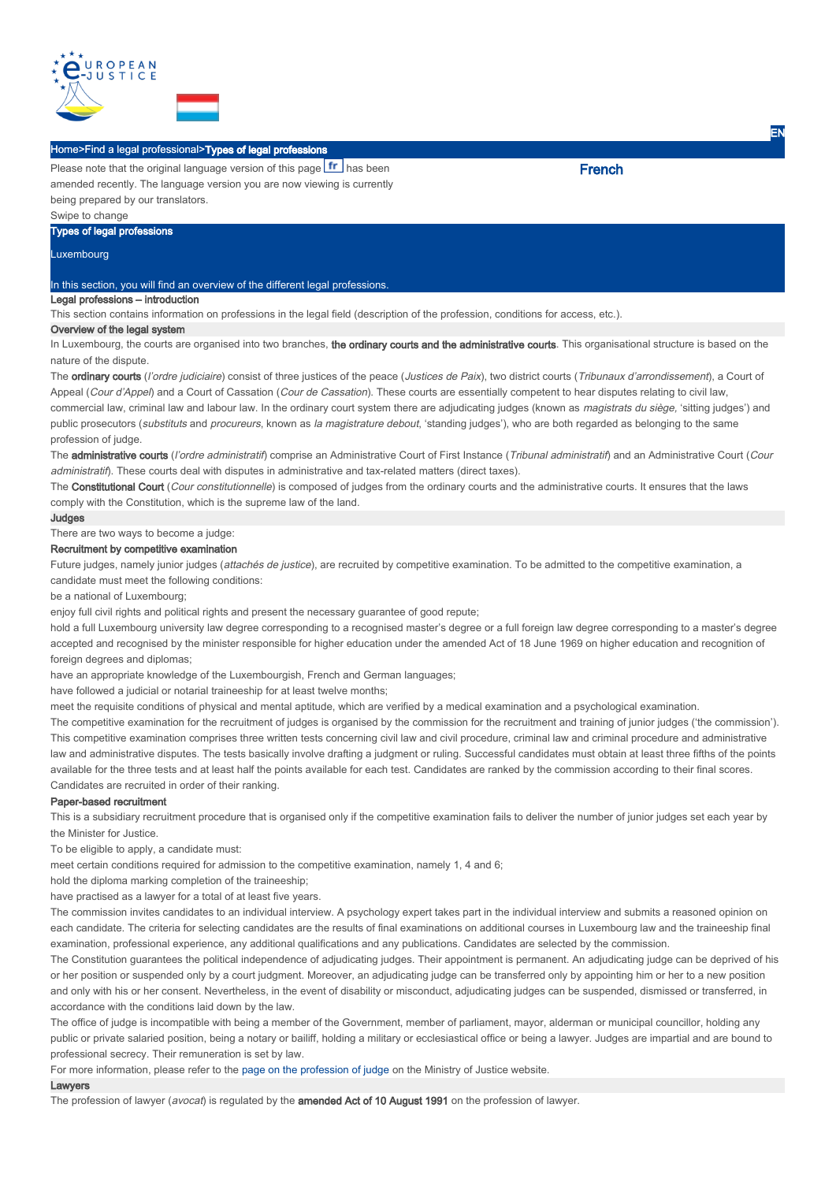Home>Find a legal professional>Types of legal professions

Please note that the original language version of this page fr has been amended recently. The language version you are now viewing is currently being prepared by our translators.

French

Swipe to change

# Types of legal professions

Luxembourg

In this section, you will find an overview of the different legal professions.

## Legal professions – introduction

This section contains information on professions in the legal field (description of the profession, conditions for access, etc.).

## Overview of the legal system

In Luxembourg, the courts are organised into two branches, **the ordinary courts and the administrative courts**. This organisational structure is based on the nature of the dispute.

The **ordinary courts** (*l'ordre judiciaire*) consist of three justices of the peace (*Justices de Paix*), two district courts (*Tribunaux d'arrondissement*), a Court of Appeal (*Cour d'Appel*) and a Court of Cassation (*Cour de Cassation*). These courts are essentially competent to hear disputes relating to civil law, commercial law, criminal law and labour law. In the ordinary court system there are adjudicating judges (known as *magistrats du siège*, 'sitting judges') and public prosecutors (*substituts* and *procureurs*, known as *la magistrature debout*, 'standing judges'), who are both regarded as belonging to the same profession of judge.

The **administrative courts** (*l'ordre administratif*) comprise an Administrative Court of First Instance (*Tribunal administratif*) and an Administrative Court (*Cour administratif*). These courts deal with disputes in administrative and tax-related matters (direct taxes).

The **Constitutional Court** (*Cour constitutionnelle*) is composed of judges from the ordinary courts and the administrative courts. It ensures that the laws comply with the Constitution, which is the supreme law of the land.

## Judges

There are two ways to become a judge:

### Recruitment by competitive examination

Future judges, namely junior judges (*attachés de justice*), are recruited by competitive examination. To be admitted to the competitive examination, a candidate must meet the following conditions:

be a national of Luxembourg;

enjoy full civil rights and political rights and present the necessary guarantee of good repute;

hold a full Luxembourg university law degree corresponding to a recognised master's degree or a full foreign law degree corresponding to a master's degree accepted and recognised by the minister responsible for higher education under the amended Act of 18 June 1969 on higher education and recognition of foreign degrees and diplomas;

have an appropriate knowledge of the Luxembourgish, French and German languages;

have followed a judicial or notarial traineeship for at least twelve months;

meet the requisite conditions of physical and mental aptitude, which are verified by a medical examination and a psychological examination.

The competitive examination for the recruitment of judges is organised by the commission for the recruitment and training of junior judges ('the commission'). This competitive examination comprises three written tests concerning civil law and civil procedure, criminal law and criminal procedure and administrative law and administrative disputes. The tests basically involve drafting a judgment or ruling. Successful candidates must obtain at least three fifths of the points available for the three tests and at least half the points available for each test. Candidates are ranked by the commission according to their final scores. Candidates are recruited in order of their ranking.

### Paper-based recruitment

This is a subsidiary recruitment procedure that is organised only if the competitive examination fails to deliver the number of junior judges set each year by the Minister for Justice.

To be eligible to apply, a candidate must:

meet certain conditions required for admission to the competitive examination, namely 1, 4 and 6;

hold the diploma marking completion of the traineeship;

have practised as a lawyer for a total of at least five years.

The commission invites candidates to an individual interview. A psychology expert takes part in the individual interview and submits a reasoned opinion on each candidate. The criteria for selecting candidates are the results of final examinations on additional courses in Luxembourg law and the traineeship final examination, professional experience, any additional qualifications and any publications. Candidates are selected by the commission.

The Constitution guarantees the political independence of adjudicating judges. Their appointment is permanent. An adjudicating judge can be deprived of his or her position or suspended only by a court judgment. Moreover, an adjudicating judge can be transferred only by appointing him or her to a new position and only with his or her consent. Nevertheless, in the event of disability or misconduct, adjudicating judges can be suspended, dismissed or transferred, in accordance with the conditions laid down by the law.

The office of judge is incompatible with being a member of the Government, member of parliament, mayor, alderman or municipal councillor, holding any public or private salaried position, being a notary or bailiff, holding a military or ecclesiastical office or being a lawyer. Judges are impartial and are bound to professional secrecy. Their remuneration is set by law.

For more information, please refer to the page on the profession of judge on the Ministry of Justice website.

## Lawyers

The profession of lawyer (*avocat*) is regulated by the **amended Act of 10 August 1991** on the profession of lawyer.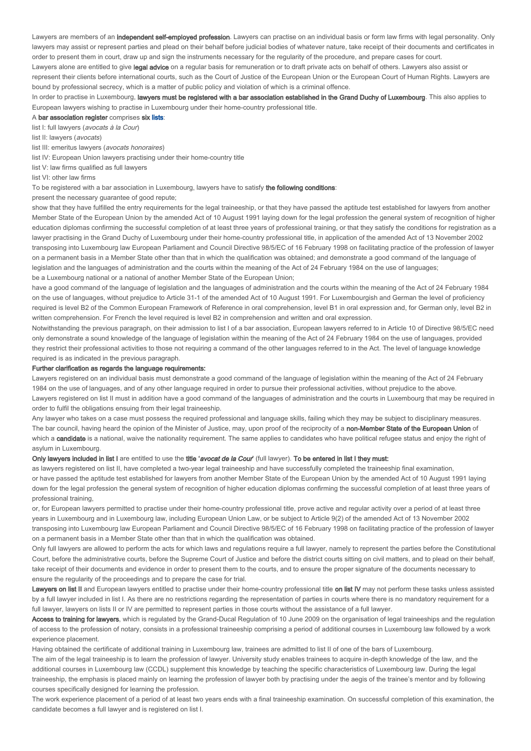Lawyers are members of an **independent self-employed profession**. Lawyers can practise on an individual basis or form law firms with legal personality. Only lawyers may assist or represent parties and plead on their behalf before judicial bodies of whatever nature, take receipt of their documents and certificates in order to present them in court, draw up and sign the instruments necessary for the regularity of the procedure, and prepare cases for court.

Lawyers alone are entitled to give **legal advice** on a regular basis for remuneration or to draft private acts on behalf of others. Lawyers also assist or represent their clients before international courts, such as the Court of Justice of the European Union or the European Court of Human Rights. Lawyers are bound by professional secrecy, which is a matter of public policy and violation of which is a criminal offence.

In order to practise in Luxembourg, **lawyers must be registered with a bar association established in the Grand Duchy of Luxembourg**. This also applies to European lawyers wishing to practise in Luxembourg under their home-country professional title.

A **bar association register** comprises **six lists**:

list I: full lawyers (*avocats à la Cour*)

list II: lawyers (*avocats*)

list III: emeritus lawyers (*avocats honoraires*)

list IV: European Union lawyers practising under their home-country title

list V: law firms qualified as full lawyers

list VI: other law firms

To be registered with a bar association in Luxembourg, lawyers have to satisfy **the following conditions**:

present the necessary guarantee of good repute;

show that they have fulfilled the entry requirements for the legal traineeship, or that they have passed the aptitude test established for lawyers from another Member State of the European Union by the amended Act of 10 August 1991 laying down for the legal profession the general system of recognition of higher education diplomas confirming the successful completion of at least three years of professional training, or that they satisfy the conditions for registration as a lawyer practising in the Grand Duchy of Luxembourg under their home-country professional title, in application of the amended Act of 13 November 2002 transposing into Luxembourg law European Parliament and Council Directive 98/5/EC of 16 February 1998 on facilitating practice of the profession of lawyer on a permanent basis in a Member State other than that in which the qualification was obtained; and demonstrate a good command of the language of legislation and the languages of administration and the courts within the meaning of the Act of 24 February 1984 on the use of languages;

be a Luxembourg national or a national of another Member State of the European Union;

have a good command of the language of legislation and the languages of administration and the courts within the meaning of the Act of 24 February 1984 on the use of languages, without prejudice to Article 31-1 of the amended Act of 10 August 1991. For Luxembourgish and German the level of proficiency required is level B2 of the Common European Framework of Reference in oral comprehension, level B1 in oral expression and, for German only, level B2 in written comprehension. For French the level required is level B2 in comprehension and written and oral expression.

Notwithstanding the previous paragraph, on their admission to list I of a bar association, European lawyers referred to in Article 10 of Directive 98/5/EC need only demonstrate a sound knowledge of the language of legislation within the meaning of the Act of 24 February 1984 on the use of languages, provided they restrict their professional activities to those not requiring a command of the other languages referred to in the Act. The level of language knowledge required is as indicated in the previous paragraph.

**Further clarification as regards the language requirements:**

Lawyers registered on an individual basis must demonstrate a good command of the language of legislation within the meaning of the Act of 24 February 1984 on the use of languages, and of any other language required in order to pursue their professional activities, without prejudice to the above.

Lawyers registered on list II must in addition have a good command of the languages of administration and the courts in Luxembourg that may be required in order to fulfil the obligations ensuing from their legal traineeship.

Any lawyer who takes on a case must possess the required professional and language skills, failing which they may be subject to disciplinary measures.

The bar council, having heard the opinion of the Minister of Justice, may, upon proof of the reciprocity of a **non-Member State of the European Union** of which a **candidate** is a national, waive the nationality requirement. The same applies to candidates who have political refugee status and enjoy the right of asylum in Luxembourg.

**Only lawyers included in list I** are entitled to use the **title '*avocat de la Cour*'** (full lawyer). **To be entered in list I they must:**

as lawyers registered on list II, have completed a two-year legal traineeship and have successfully completed the traineeship final examination,

or have passed the aptitude test established for lawyers from another Member State of the European Union by the amended Act of 10 August 1991 laying down for the legal profession the general system of recognition of higher education diplomas confirming the successful completion of at least three years of professional training,

or, for European lawyers permitted to practise under their home-country professional title, prove active and regular activity over a period of at least three years in Luxembourg and in Luxembourg law, including European Union Law, or be subject to Article 9(2) of the amended Act of 13 November 2002 transposing into Luxembourg law European Parliament and Council Directive 98/5/EC of 16 February 1998 on facilitating practice of the profession of lawyer on a permanent basis in a Member State other than that in which the qualification was obtained.

Only full lawyers are allowed to perform the acts for which laws and regulations require a full lawyer, namely to represent the parties before the Constitutional Court, before the administrative courts, before the Supreme Court of Justice and before the district courts sitting on civil matters, and to plead on their behalf, take receipt of their documents and evidence in order to present them to the courts, and to ensure the proper signature of the documents necessary to ensure the regularity of the proceedings and to prepare the case for trial.

**Lawyers on list II** and European lawyers entitled to practise under their home-country professional title **on list IV** may not perform these tasks unless assisted by a full lawyer included in list I. As there are no restrictions regarding the representation of parties in courts where there is no mandatory requirement for a full lawyer, lawyers on lists II or IV are permitted to represent parties in those courts without the assistance of a full lawyer.

**Access to training for lawyers**, which is regulated by the Grand-Ducal Regulation of 10 June 2009 on the organisation of legal traineeships and the regulation of access to the profession of notary, consists in a professional traineeship comprising a period of additional courses in Luxembourg law followed by a work experience placement.

Having obtained the certificate of additional training in Luxembourg law, trainees are admitted to list II of one of the bars of Luxembourg.

The aim of the legal traineeship is to learn the profession of lawyer. University study enables trainees to acquire in-depth knowledge of the law, and the additional courses in Luxembourg law (CCDL) supplement this knowledge by teaching the specific characteristics of Luxembourg law. During the legal traineeship, the emphasis is placed mainly on learning the profession of lawyer both by practising under the aegis of the trainee's mentor and by following courses specifically designed for learning the profession.

The work experience placement of a period of at least two years ends with a final traineeship examination. On successful completion of this examination, the candidate becomes a full lawyer and is registered on list I.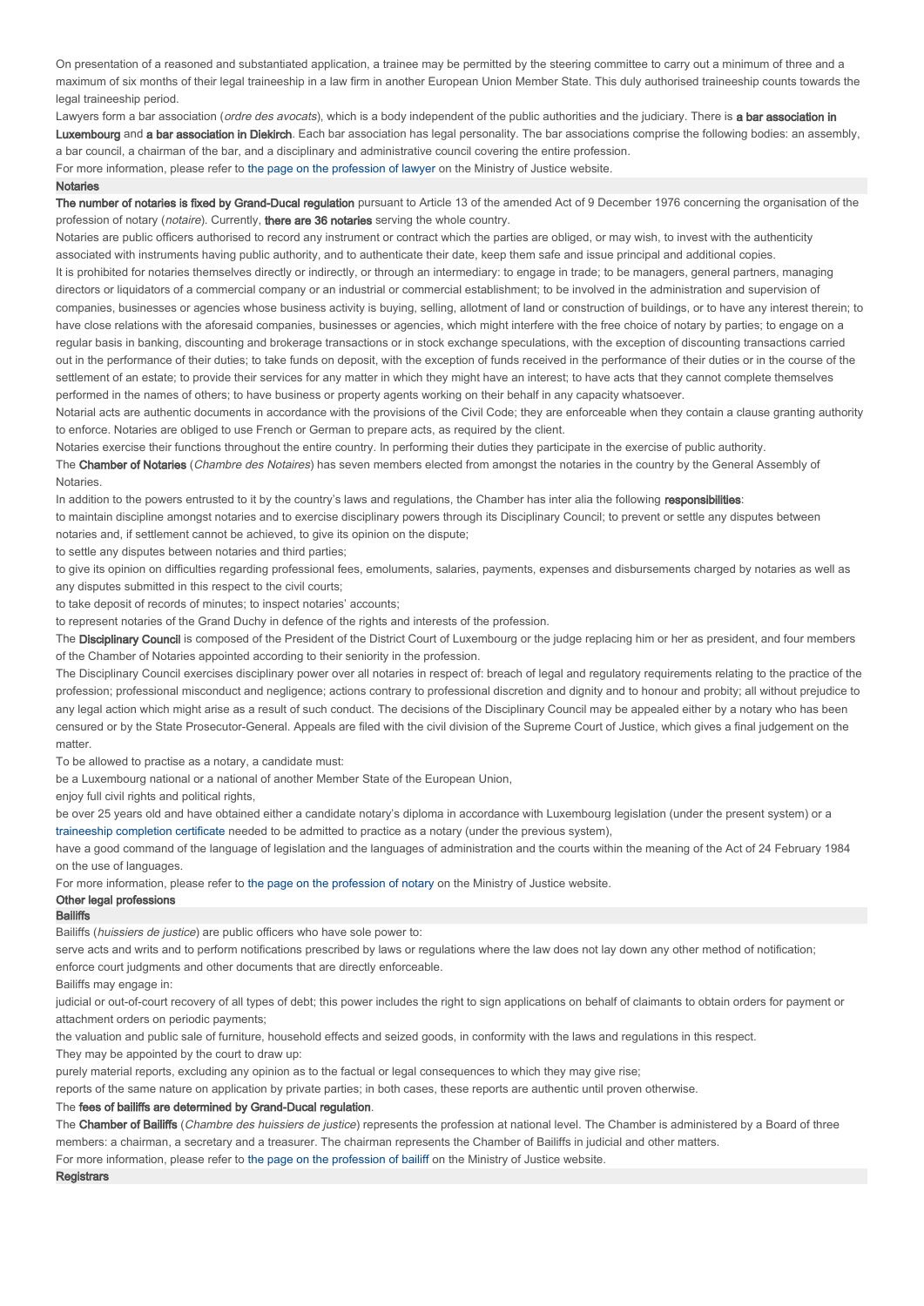On presentation of a reasoned and substantiated application, a trainee may be permitted by the steering committee to carry out a minimum of three and a maximum of six months of their legal traineeship in a law firm in another European Union Member State. This duly authorised traineeship counts towards the legal traineeship period.

Lawyers form a bar association (*ordre des avocats*), which is a body independent of the public authorities and the judiciary. There is **a bar association in Luxembourg** and **a bar association in Diekirch**. Each bar association has legal personality. The bar associations comprise the following bodies: an assembly, a bar council, a chairman of the bar, and a disciplinary and administrative council covering the entire profession.

For more information, please refer to the page on the profession of lawyer on the Ministry of Justice website.

### Notaries

**The number of notaries is fixed by Grand-Ducal regulation** pursuant to Article 13 of the amended Act of 9 December 1976 concerning the organisation of the profession of notary (*notaire*). Currently, **there are 36 notaries** serving the whole country.

Notaries are public officers authorised to record any instrument or contract which the parties are obliged, or may wish, to invest with the authenticity associated with instruments having public authority, and to authenticate their date, keep them safe and issue principal and additional copies.

It is prohibited for notaries themselves directly or indirectly, or through an intermediary: to engage in trade; to be managers, general partners, managing directors or liquidators of a commercial company or an industrial or commercial establishment; to be involved in the administration and supervision of companies, businesses or agencies whose business activity is buying, selling, allotment of land or construction of buildings, or to have any interest therein; to have close relations with the aforesaid companies, businesses or agencies, which might interfere with the free choice of notary by parties; to engage on a regular basis in banking, discounting and brokerage transactions or in stock exchange speculations, with the exception of discounting transactions carried out in the performance of their duties; to take funds on deposit, with the exception of funds received in the performance of their duties or in the course of the settlement of an estate; to provide their services for any matter in which they might have an interest; to have acts that they cannot complete themselves performed in the names of others; to have business or property agents working on their behalf in any capacity whatsoever.

Notarial acts are authentic documents in accordance with the provisions of the Civil Code; they are enforceable when they contain a clause granting authority to enforce. Notaries are obliged to use French or German to prepare acts, as required by the client.

Notaries exercise their functions throughout the entire country. In performing their duties they participate in the exercise of public authority.

The **Chamber of Notaries** (*Chambre des Notaires*) has seven members elected from amongst the notaries in the country by the General Assembly of Notaries.

In addition to the powers entrusted to it by the country's laws and regulations, the Chamber has inter alia the following **responsibilities**:

to maintain discipline amongst notaries and to exercise disciplinary powers through its Disciplinary Council; to prevent or settle any disputes between notaries and, if settlement cannot be achieved, to give its opinion on the dispute;

to settle any disputes between notaries and third parties;

to give its opinion on difficulties regarding professional fees, emoluments, salaries, payments, expenses and disbursements charged by notaries as well as any disputes submitted in this respect to the civil courts;

to take deposit of records of minutes; to inspect notaries' accounts;

to represent notaries of the Grand Duchy in defence of the rights and interests of the profession.

The **Disciplinary Council** is composed of the President of the District Court of Luxembourg or the judge replacing him or her as president, and four members of the Chamber of Notaries appointed according to their seniority in the profession.

The Disciplinary Council exercises disciplinary power over all notaries in respect of: breach of legal and regulatory requirements relating to the practice of the profession; professional misconduct and negligence; actions contrary to professional discretion and dignity and to honour and probity; all without prejudice to any legal action which might arise as a result of such conduct. The decisions of the Disciplinary Council may be appealed either by a notary who has been censured or by the State Prosecutor-General. Appeals are filed with the civil division of the Supreme Court of Justice, which gives a final judgement on the matter.

To be allowed to practise as a notary, a candidate must:

be a Luxembourg national or a national of another Member State of the European Union,

enjoy full civil rights and political rights,

be over 25 years old and have obtained either a candidate notary's diploma in accordance with Luxembourg legislation (under the present system) or a traineeship completion certificate needed to be admitted to practice as a notary (under the previous system),

have a good command of the language of legislation and the languages of administration and the courts within the meaning of the Act of 24 February 1984 on the use of languages.

For more information, please refer to the page on the profession of notary on the Ministry of Justice website.

## Other legal professions

### Bailiffs

Bailiffs (*huissiers de justice*) are public officers who have sole power to:

serve acts and writs and to perform notifications prescribed by laws or regulations where the law does not lay down any other method of notification;

enforce court judgments and other documents that are directly enforceable.

Bailiffs may engage in:

judicial or out-of-court recovery of all types of debt; this power includes the right to sign applications on behalf of claimants to obtain orders for payment or attachment orders on periodic payments;

the valuation and public sale of furniture, household effects and seized goods, in conformity with the laws and regulations in this respect.

They may be appointed by the court to draw up:

purely material reports, excluding any opinion as to the factual or legal consequences to which they may give rise;

reports of the same nature on application by private parties; in both cases, these reports are authentic until proven otherwise.

The **fees of bailiffs are determined by Grand-Ducal regulation**.

The **Chamber of Bailiffs** (*Chambre des huissiers de justice*) represents the profession at national level. The Chamber is administered by a Board of three members: a chairman, a secretary and a treasurer. The chairman represents the Chamber of Bailiffs in judicial and other matters.

For more information, please refer to the page on the profession of bailiff on the Ministry of Justice website.

### Registrars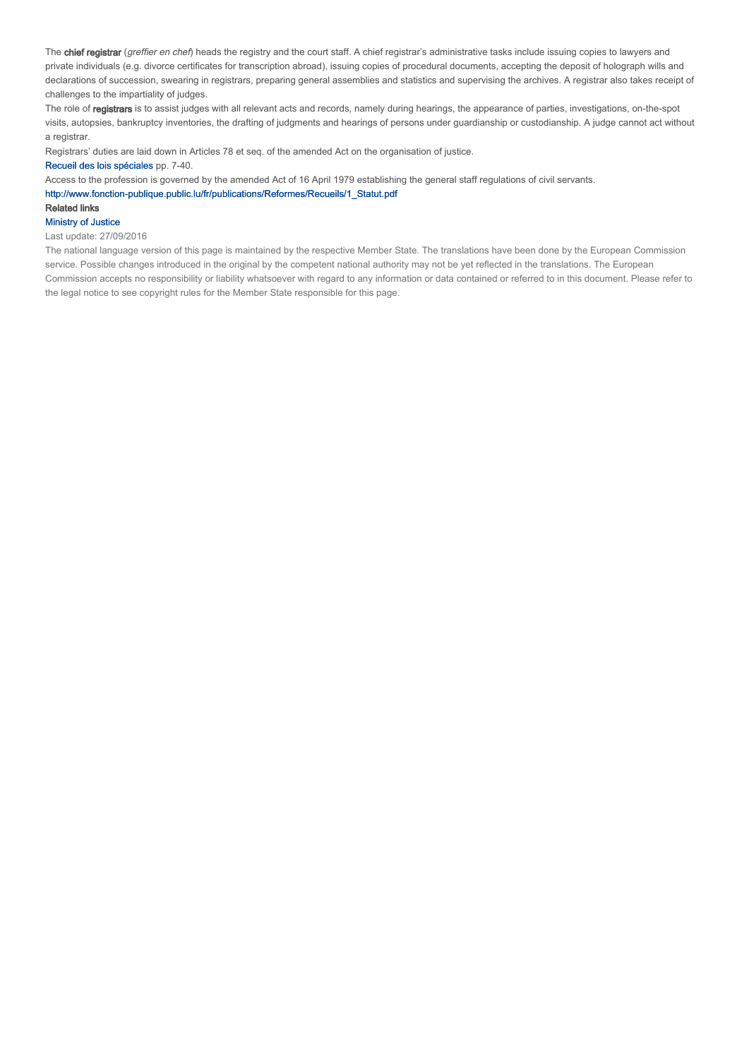The **chief registrar** (*greffier en chef*) heads the registry and the court staff. A chief registrar's administrative tasks include issuing copies to lawyers and private individuals (e.g. divorce certificates for transcription abroad), issuing copies of procedural documents, accepting the deposit of holograph wills and declarations of succession, swearing in registrars, preparing general assemblies and statistics and supervising the archives. A registrar also takes receipt of challenges to the impartiality of judges.

The role of **registrars** is to assist judges with all relevant acts and records, namely during hearings, the appearance of parties, investigations, on-the-spot visits, autopsies, bankruptcy inventories, the drafting of judgments and hearings of persons under guardianship or custodianship. A judge cannot act without a registrar.

Registrars' duties are laid down in Articles 78 et seq. of the amended Act on the organisation of justice.

Recueil des lois spéciales pp. 7-40.

Access to the profession is governed by the amended Act of 16 April 1979 establishing the general staff regulations of civil servants.

http://www.fonction-publique.public.lu/fr/publications/Reformes/Recueils/1_Statut.pdf

**Related links**

Ministry of Justice

Last update: 27/09/2016

The national language version of this page is maintained by the respective Member State. The translations have been done by the European Commission service. Possible changes introduced in the original by the competent national authority may not be yet reflected in the translations. The European Commission accepts no responsibility or liability whatsoever with regard to any information or data contained or referred to in this document. Please refer to the legal notice to see copyright rules for the Member State responsible for this page.